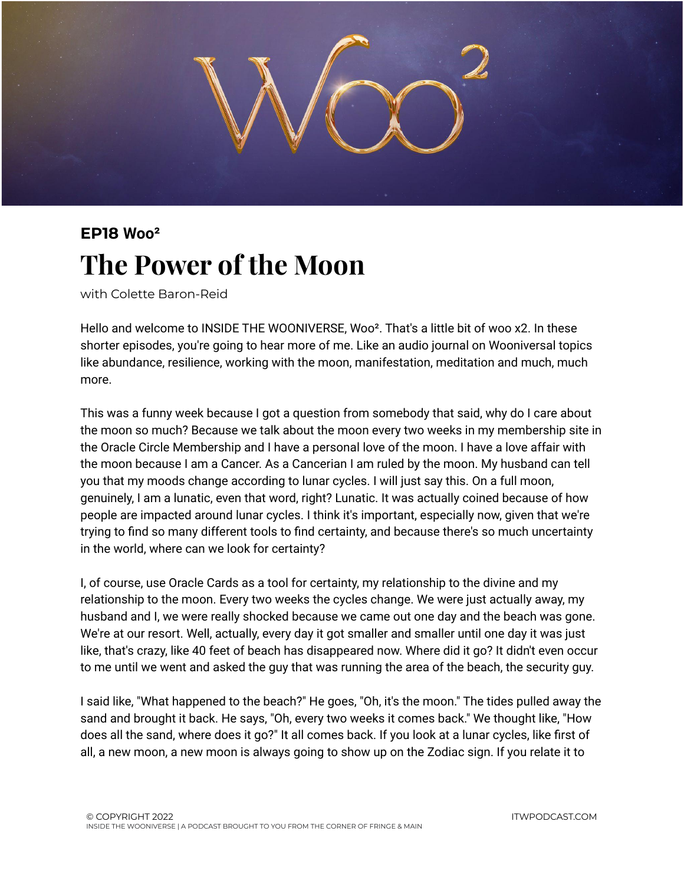**EP18 Woo²**

# The Power of the Moon

with Colette Baron-Reid

Hello and welcome to INSIDE THE WOONIVERSE, Woo². That's a little bit of woo x2. In these shorter episodes, you're going to hear more of me. Like an audio journal on Wooniversal topics like abundance, resilience, working with the moon, manifestation, meditation and much, much more.

This was a funny week because I got a question from somebody that said, why do I care about the moon so much? Because we talk about the moon every two weeks in my membership site in the Oracle Circle Membership and I have a personal love of the moon. I have a love affair with the moon because I am a Cancer. As a Cancerian I am ruled by the moon. My husband can tell you that my moods change according to lunar cycles. I will just say this. On a full moon, genuinely, I am a lunatic, even that word, right? Lunatic. It was actually coined because of how people are impacted around lunar cycles. I think it's important, especially now, given that we're trying to find so many different tools to find certainty, and because there's so much uncertainty in the world, where can we look for certainty?

I, of course, use Oracle Cards as a tool for certainty, my relationship to the divine and my relationship to the moon. Every two weeks the cycles change. We were just actually away, my husband and I, we were really shocked because we came out one day and the beach was gone. We're at our resort. Well, actually, every day it got smaller and smaller until one day it was just like, that's crazy, like 40 feet of beach has disappeared now. Where did it go? It didn't even occur to me until we went and asked the guy that was running the area of the beach, the security guy.

I said like, "What happened to the beach?" He goes, "Oh, it's the moon." The tides pulled away the sand and brought it back. He says, "Oh, every two weeks it comes back." We thought like, "How does all the sand, where does it go?" It all comes back. If you look at a lunar cycles, like first of all, a new moon, a new moon is always going to show up on the Zodiac sign. If you relate it to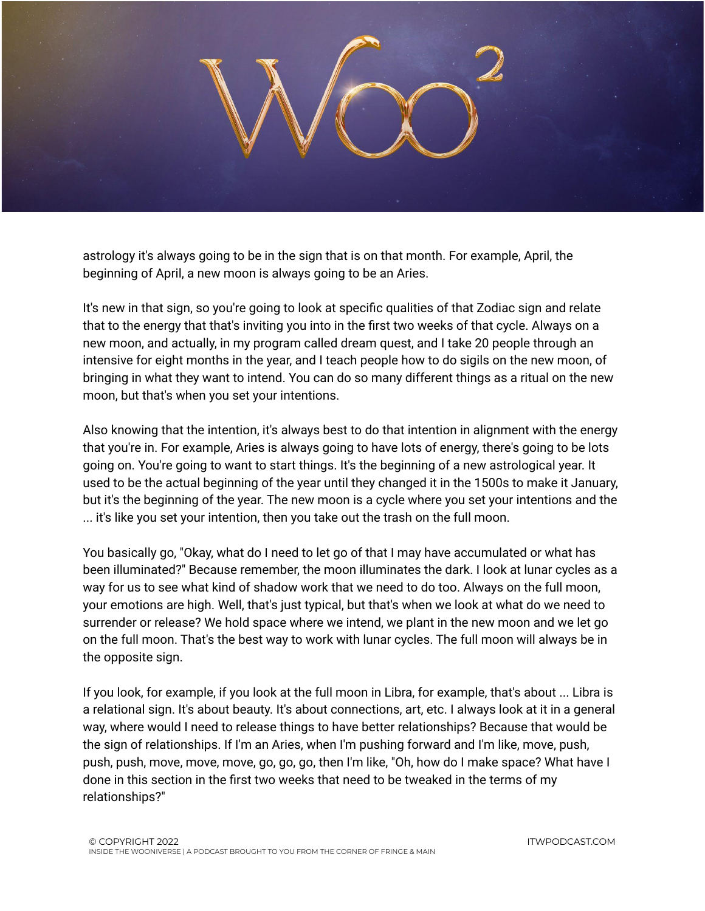astrology it's always going to be in the sign that is on that month. For example, April, the beginning of April, a new moon is always going to be an Aries.

It's new in that sign, so you're going to look at specific qualities of that Zodiac sign and relate that to the energy that that's inviting you into in the first two weeks of that cycle. Always on a new moon, and actually, in my program called dream quest, and I take 20 people through an intensive for eight months in the year, and I teach people how to do sigils on the new moon, of bringing in what they want to intend. You can do so many different things as a ritual on the new moon, but that's when you set your intentions.

Also knowing that the intention, it's always best to do that intention in alignment with the energy that you're in. For example, Aries is always going to have lots of energy, there's going to be lots going on. You're going to want to start things. It's the beginning of a new astrological year. It used to be the actual beginning of the year until they changed it in the 1500s to make it January, but it's the beginning of the year. The new moon is a cycle where you set your intentions and the ... it's like you set your intention, then you take out the trash on the full moon.

You basically go, "Okay, what do I need to let go of that I may have accumulated or what has been illuminated?" Because remember, the moon illuminates the dark. I look at lunar cycles as a way for us to see what kind of shadow work that we need to do too. Always on the full moon, your emotions are high. Well, that's just typical, but that's when we look at what do we need to surrender or release? We hold space where we intend, we plant in the new moon and we let go on the full moon. That's the best way to work with lunar cycles. The full moon will always be in the opposite sign.

If you look, for example, if you look at the full moon in Libra, for example, that's about ... Libra is a relational sign. It's about beauty. It's about connections, art, etc. I always look at it in a general way, where would I need to release things to have better relationships? Because that would be the sign of relationships. If I'm an Aries, when I'm pushing forward and I'm like, move, push, push, push, move, move, move, go, go, go, then I'm like, "Oh, how do I make space? What have I done in this section in the first two weeks that need to be tweaked in the terms of my relationships?"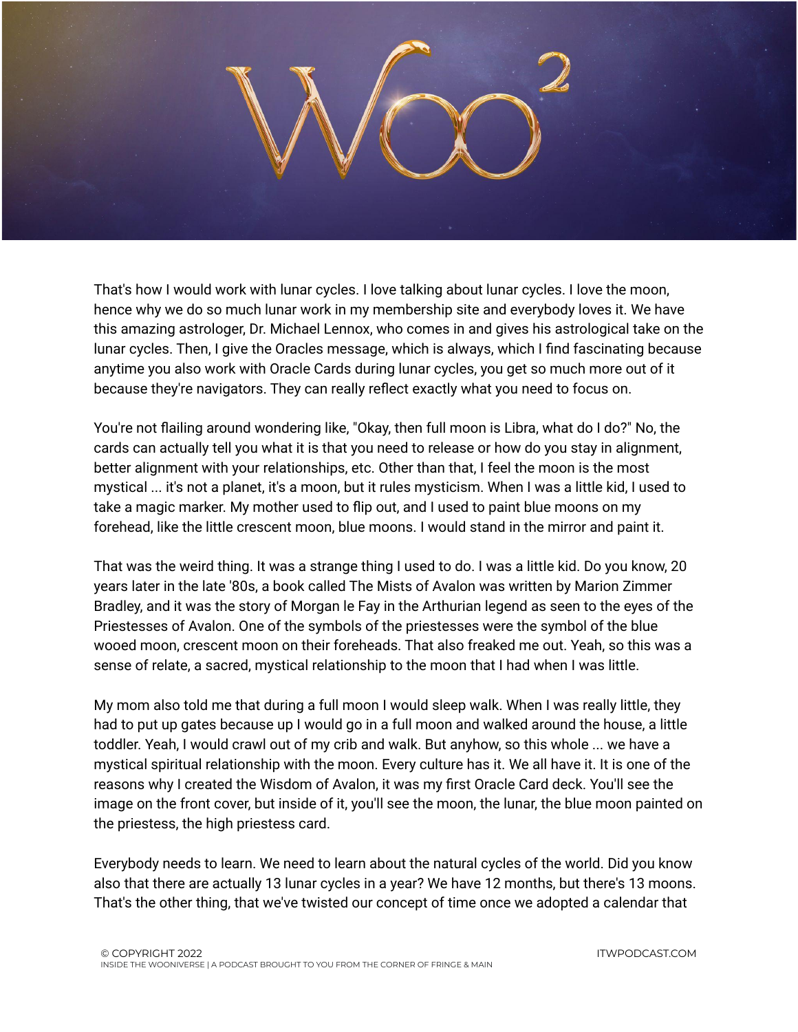That's how I would work with lunar cycles. I love talking about lunar cycles. I love the moon, hence why we do so much lunar work in my membership site and everybody loves it. We have this amazing astrologer, Dr. Michael Lennox, who comes in and gives his astrological take on the lunar cycles. Then, I give the Oracles message, which is always, which I find fascinating because anytime you also work with Oracle Cards during lunar cycles, you get so much more out of it because they're navigators. They can really reflect exactly what you need to focus on.

You're not flailing around wondering like, "Okay, then full moon is Libra, what do I do?" No, the cards can actually tell you what it is that you need to release or how do you stay in alignment, better alignment with your relationships, etc. Other than that, I feel the moon is the most mystical ... it's not a planet, it's a moon, but it rules mysticism. When I was a little kid, I used to take a magic marker. My mother used to flip out, and I used to paint blue moons on my forehead, like the little crescent moon, blue moons. I would stand in the mirror and paint it.

That was the weird thing. It was a strange thing I used to do. I was a little kid. Do you know, 20 years later in the late '80s, a book called The Mists of Avalon was written by Marion Zimmer Bradley, and it was the story of Morgan le Fay in the Arthurian legend as seen to the eyes of the Priestesses of Avalon. One of the symbols of the priestesses were the symbol of the blue wooed moon, crescent moon on their foreheads. That also freaked me out. Yeah, so this was a sense of relate, a sacred, mystical relationship to the moon that I had when I was little.

My mom also told me that during a full moon I would sleep walk. When I was really little, they had to put up gates because up I would go in a full moon and walked around the house, a little toddler. Yeah, I would crawl out of my crib and walk. But anyhow, so this whole ... we have a mystical spiritual relationship with the moon. Every culture has it. We all have it. It is one of the reasons why I created the Wisdom of Avalon, it was my first Oracle Card deck. You'll see the image on the front cover, but inside of it, you'll see the moon, the lunar, the blue moon painted on the priestess, the high priestess card.

Everybody needs to learn. We need to learn about the natural cycles of the world. Did you know also that there are actually 13 lunar cycles in a year? We have 12 months, but there's 13 moons. That's the other thing, that we've twisted our concept of time once we adopted a calendar that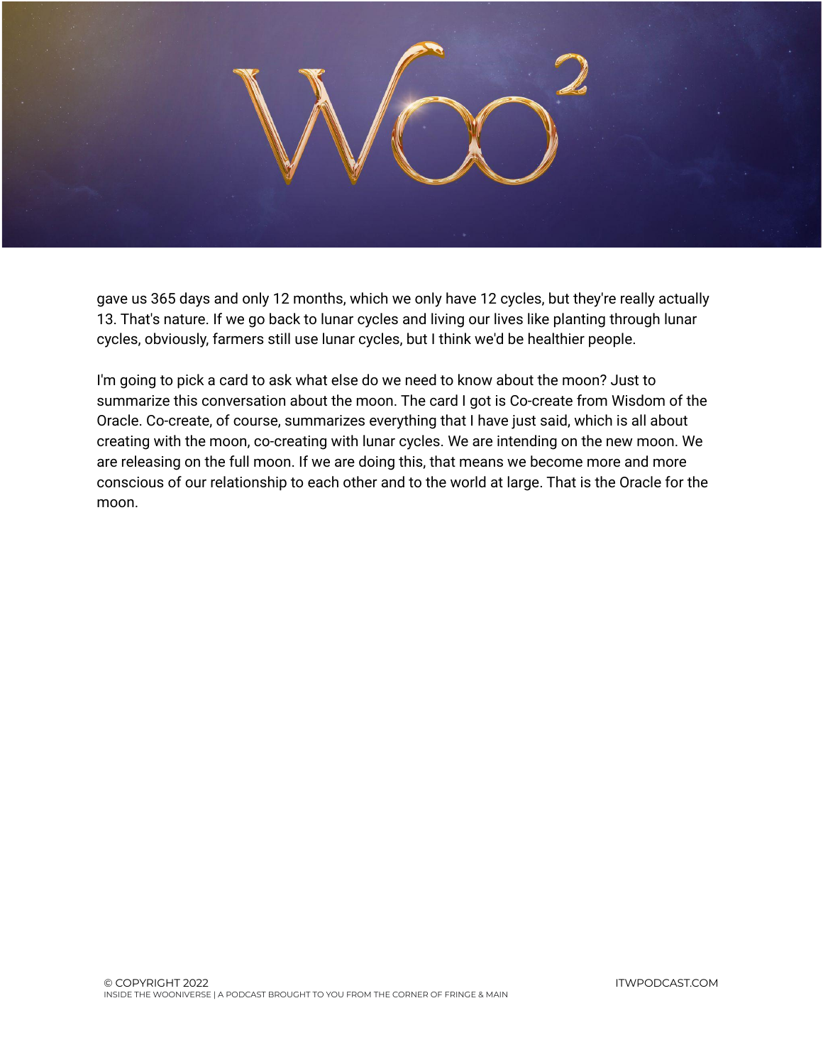gave us 365 days and only 12 months, which we only have 12 cycles, but they're really actually 13. That's nature. If we go back to lunar cycles and living our lives like planting through lunar cycles, obviously, farmers still use lunar cycles, but I think we'd be healthier people.

I'm going to pick a card to ask what else do we need to know about the moon? Just to summarize this conversation about the moon. The card I got is Co-create from Wisdom of the Oracle. Co-create, of course, summarizes everything that I have just said, which is all about creating with the moon, co-creating with lunar cycles. We are intending on the new moon. We are releasing on the full moon. If we are doing this, that means we become more and more conscious of our relationship to each other and to the world at large. That is the Oracle for the moon.